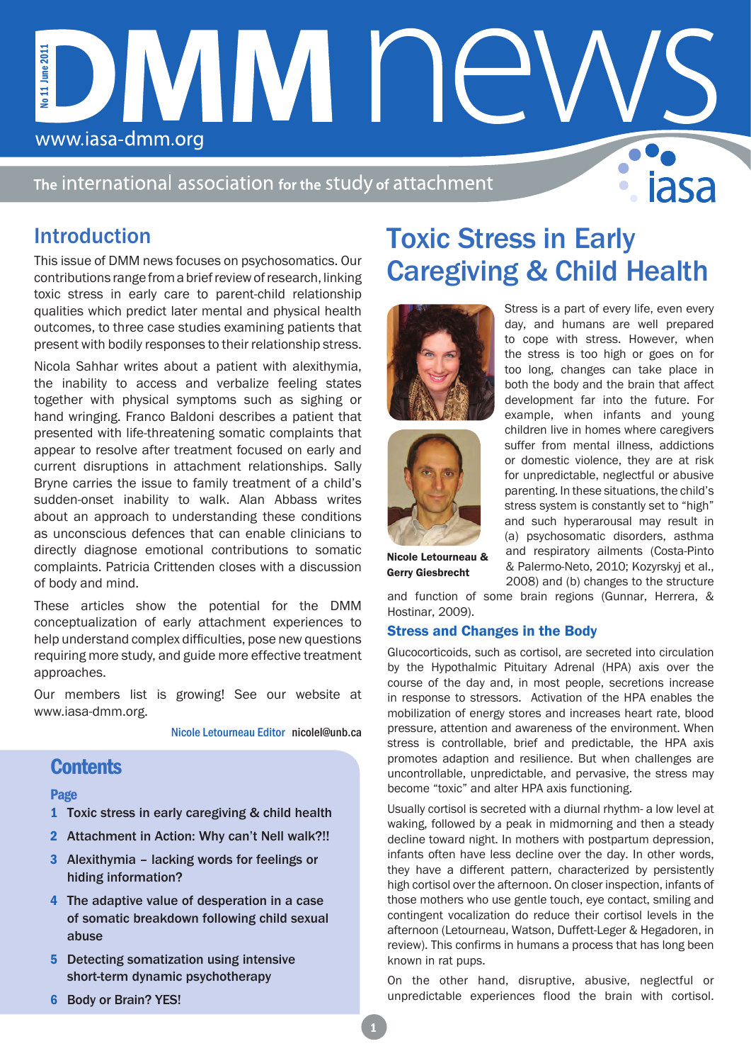# DMM news

www.iasa-dmm.org

No 11 June 2011

The international association for the study of attachment

## Introduction

This issue of DMM news focuses on psychosomatics. Our contributions range from a brief review of research, linking toxic stress in early care to parent-child relationship qualities which predict later mental and physical health outcomes, to three case studies examining patients that present with bodily responses to their relationship stress.

Nicola Sahhar writes about a patient with alexithymia, the inability to access and verbalize feeling states together with physical symptoms such as sighing or hand wringing. Franco Baldoni describes a patient that presented with life-threatening somatic complaints that appear to resolve after treatment focused on early and current disruptions in attachment relationships. Sally Bryne carries the issue to family treatment of a child's sudden-onset inability to walk. Alan Abbass writes about an approach to understanding these conditions as unconscious defences that can enable clinicians to directly diagnose emotional contributions to somatic complaints. Patricia Crittenden closes with a discussion of body and mind.

These articles show the potential for the DMM conceptualization of early attachment experiences to help understand complex difficulties, pose new questions requiring more study, and guide more effective treatment approaches.

Our members list is growing! See our website at www.iasa-dmm.org.

Nicole Letourneau Editor nicolel@unb.ca

## Contents

**Page**

1 Toxic stress in early caregiving & child health

2 Attachment in Action: Why can't Nell walk?!!

3 Alexithymia – lacking words for feelings or hiding information?

4 The adaptive value of desperation in a case of somatic breakdown following child sexual abuse

5 Detecting somatization using intensive short-term dynamic psychotherapy

6 Body or Brain? YES!

# Toxic Stress in Early Caregiving & Child Health

**Nicole Letourneau & Gerry Giesbrecht**

Stress is a part of every life, even every day, and humans are well prepared to cope with stress. However, when the stress is too high or goes on for too long, changes can take place in both the body and the brain that affect development far into the future. For example, when infants and young children live in homes where caregivers suffer from mental illness, addictions or domestic violence, they are at risk for unpredictable, neglectful or abusive parenting. In these situations, the child's stress system is constantly set to "high" and such hyperarousal may result in (a) psychosomatic disorders, asthma and respiratory ailments (Costa-Pinto & Palermo-Neto, 2010; Kozyrskyj et al., 2008) and (b) changes to the structure and function of some brain regions (Gunnar, Herrera, & Hostinar, 2009).

### Stress and Changes in the Body

Glucocorticoids, such as cortisol, are secreted into circulation by the Hypothalmic Pituitary Adrenal (HPA) axis over the course of the day and, in most people, secretions increase in response to stressors. Activation of the HPA enables the mobilization of energy stores and increases heart rate, blood pressure, attention and awareness of the environment. When stress is controllable, brief and predictable, the HPA axis promotes adaption and resilience. But when challenges are uncontrollable, unpredictable, and pervasive, the stress may become "toxic" and alter HPA axis functioning.

Usually cortisol is secreted with a diurnal rhythm- a low level at waking, followed by a peak in midmorning and then a steady decline toward night. In mothers with postpartum depression, infants often have less decline over the day. In other words, they have a different pattern, characterized by persistently high cortisol over the afternoon. On closer inspection, infants of those mothers who use gentle touch, eye contact, smiling and contingent vocalization do reduce their cortisol levels in the afternoon (Letourneau, Watson, Duffett-Leger & Hegadoren, in review). This confirms in humans a process that has long been known in rat pups.

On the other hand, disruptive, abusive, neglectful or unpredictable experiences flood the brain with cortisol.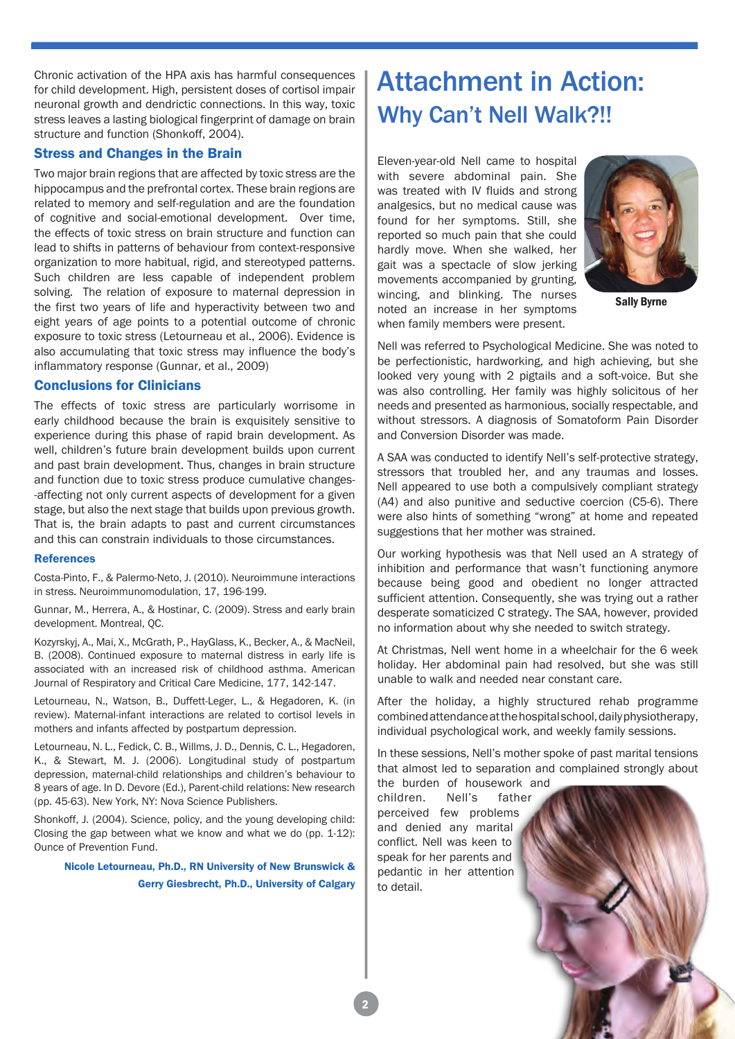Chronic activation of the HPA axis has harmful consequences for child development. High, persistent doses of cortisol impair neuronal growth and dendrictic connections. In this way, toxic stress leaves a lasting biological fingerprint of damage on brain structure and function (Shonkoff, 2004).

### Stress and Changes in the Brain

Two major brain regions that are affected by toxic stress are the hippocampus and the prefrontal cortex. These brain regions are related to memory and self-regulation and are the foundation of cognitive and social-emotional development. Over time, the effects of toxic stress on brain structure and function can lead to shifts in patterns of behaviour from context-responsive organization to more habitual, rigid, and stereotyped patterns. Such children are less capable of independent problem solving. The relation of exposure to maternal depression in the first two years of life and hyperactivity between two and eight years of age points to a potential outcome of chronic exposure to toxic stress (Letourneau et al., 2006). Evidence is also accumulating that toxic stress may influence the body's inflammatory response (Gunnar, et al., 2009)

### Conclusions for Clinicians

The effects of toxic stress are particularly worrisome in early childhood because the brain is exquisitely sensitive to experience during this phase of rapid brain development. As well, children's future brain development builds upon current and past brain development. Thus, changes in brain structure and function due to toxic stress produce cumulative changes--affecting not only current aspects of development for a given stage, but also the next stage that builds upon previous growth. That is, the brain adapts to past and current circumstances and this can constrain individuals to those circumstances.

#### References

Costa-Pinto, F., & Palermo-Neto, J. (2010). Neuroimmune interactions in stress. Neuroimmunomodulation, 17, 196-199.

Gunnar, M., Herrera, A., & Hostinar, C. (2009). Stress and early brain development. Montreal, QC.

Kozyrskyj, A., Mai, X., McGrath, P., HayGlass, K., Becker, A., & MacNeil, B. (2008). Continued exposure to maternal distress in early life is associated with an increased risk of childhood asthma. American Journal of Respiratory and Critical Care Medicine, 177, 142-147.

Letourneau, N., Watson, B., Duffett-Leger, L., & Hegadoren, K. (in review). Maternal-infant interactions are related to cortisol levels in mothers and infants affected by postpartum depression.

Letourneau, N. L., Fedick, C. B., Willms, J. D., Dennis, C. L., Hegadoren, K., & Stewart, M. J. (2006). Longitudinal study of postpartum depression, maternal-child relationships and children's behaviour to 8 years of age. In D. Devore (Ed.), Parent-child relations: New research (pp. 45-63). New York, NY: Nova Science Publishers.

Shonkoff, J. (2004). Science, policy, and the young developing child: Closing the gap between what we know and what we do (pp. 1-12): Ounce of Prevention Fund.

**Nicole Letourneau, Ph.D., RN University of New Brunswick & Gerry Giesbrecht, Ph.D., University of Calgary**

# Attachment in Action:
## Why Can't Nell Walk?!!

Sally Byrne

Eleven-year-old Nell came to hospital with severe abdominal pain. She was treated with IV fluids and strong analgesics, but no medical cause was found for her symptoms. Still, she reported so much pain that she could hardly move. When she walked, her gait was a spectacle of slow jerking movements accompanied by grunting, wincing, and blinking. The nurses noted an increase in her symptoms when family members were present.

Nell was referred to Psychological Medicine. She was noted to be perfectionistic, hardworking, and high achieving, but she looked very young with 2 pigtails and a soft-voice. But she was also controlling. Her family was highly solicitous of her needs and presented as harmonious, socially respectable, and without stressors. A diagnosis of Somatoform Pain Disorder and Conversion Disorder was made.

A SAA was conducted to identify Nell's self-protective strategy, stressors that troubled her, and any traumas and losses. Nell appeared to use both a compulsively compliant strategy (A4) and also punitive and seductive coercion (C5-6). There were also hints of something "wrong" at home and repeated suggestions that her mother was strained.

Our working hypothesis was that Nell used an A strategy of inhibition and performance that wasn't functioning anymore because being good and obedient no longer attracted sufficient attention. Consequently, she was trying out a rather desperate somaticized C strategy. The SAA, however, provided no information about why she needed to switch strategy.

At Christmas, Nell went home in a wheelchair for the 6 week holiday. Her abdominal pain had resolved, but she was still unable to walk and needed near constant care.

After the holiday, a highly structured rehab programme combined attendance at the hospital school, daily physiotherapy, individual psychological work, and weekly family sessions.

In these sessions, Nell's mother spoke of past marital tensions that almost led to separation and complained strongly about the burden of housework and children. Nell's father perceived few problems and denied any marital conflict. Nell was keen to speak for her parents and pedantic in her attention to detail.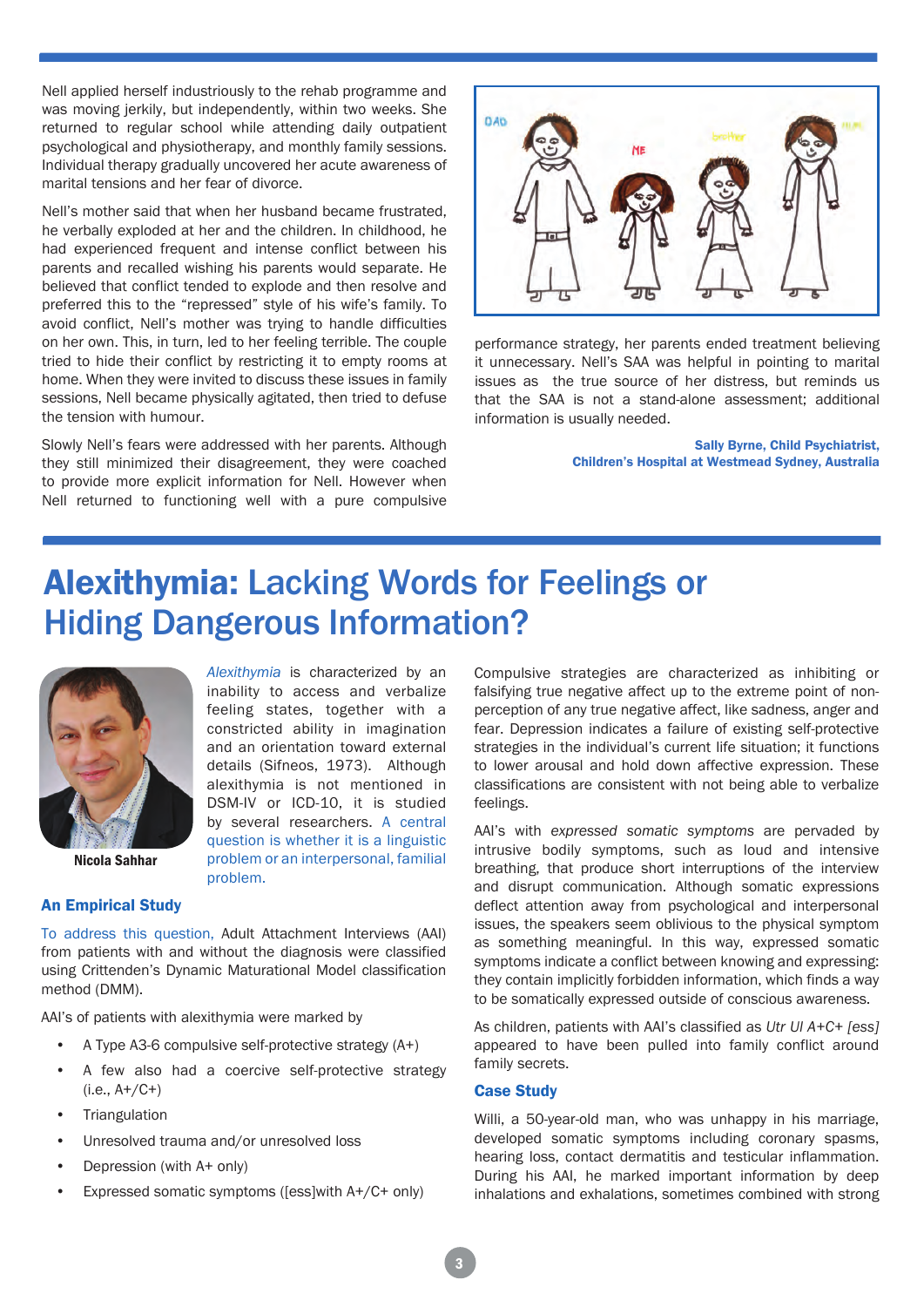Nell applied herself industriously to the rehab programme and was moving jerkily, but independently, within two weeks. She returned to regular school while attending daily outpatient psychological and physiotherapy, and monthly family sessions. Individual therapy gradually uncovered her acute awareness of marital tensions and her fear of divorce.

Nell's mother said that when her husband became frustrated, he verbally exploded at her and the children. In childhood, he had experienced frequent and intense conflict between his parents and recalled wishing his parents would separate. He believed that conflict tended to explode and then resolve and preferred this to the "repressed" style of his wife's family. To avoid conflict, Nell's mother was trying to handle difficulties on her own. This, in turn, led to her feeling terrible. The couple tried to hide their conflict by restricting it to empty rooms at home. When they were invited to discuss these issues in family sessions, Nell became physically agitated, then tried to defuse the tension with humour.

Slowly Nell's fears were addressed with her parents. Although they still minimized their disagreement, they were coached to provide more explicit information for Nell. However when Nell returned to functioning well with a pure compulsive performance strategy, her parents ended treatment believing it unnecessary. Nell's SAA was helpful in pointing to marital issues as the true source of her distress, but reminds us that the SAA is not a stand-alone assessment; additional information is usually needed.

**Sally Byrne, Child Psychiatrist,**
**Children's Hospital at Westmead Sydney, Australia**

# Alexithymia: Lacking Words for Feelings or Hiding Dangerous Information?

**Nicola Sahhar**

*Alexithymia* is characterized by an inability to access and verbalize feeling states, together with a constricted ability in imagination and an orientation toward external details (Sifneos, 1973). Although alexithymia is not mentioned in DSM-IV or ICD-10, it is studied by several researchers. A central question is whether it is a linguistic problem or an interpersonal, familial problem.

### An Empirical Study

To address this question, Adult Attachment Interviews (AAI) from patients with and without the diagnosis were classified using Crittenden's Dynamic Maturational Model classification method (DMM).

AAI's of patients with alexithymia were marked by

- A Type A3-6 compulsive self-protective strategy (A+)
- A few also had a coercive self-protective strategy (i.e., A+/C+)
- Triangulation
- Unresolved trauma and/or unresolved loss
- Depression (with A+ only)
- Expressed somatic symptoms ([ess]with A+/C+ only)

Compulsive strategies are characterized as inhibiting or falsifying true negative affect up to the extreme point of non-perception of any true negative affect, like sadness, anger and fear. Depression indicates a failure of existing self-protective strategies in the individual's current life situation; it functions to lower arousal and hold down affective expression. These classifications are consistent with not being able to verbalize feelings.

AAI's with *expressed somatic symptoms* are pervaded by intrusive bodily symptoms, such as loud and intensive breathing, that produce short interruptions of the interview and disrupt communication. Although somatic expressions deflect attention away from psychological and interpersonal issues, the speakers seem oblivious to the physical symptom as something meaningful. In this way, expressed somatic symptoms indicate a conflict between knowing and expressing: they contain implicitly forbidden information, which finds a way to be somatically expressed outside of conscious awareness.

As children, patients with AAI's classified as *Utr Ul A+C+ [ess]* appeared to have been pulled into family conflict around family secrets.

### Case Study

Willi, a 50-year-old man, who was unhappy in his marriage, developed somatic symptoms including coronary spasms, hearing loss, contact dermatitis and testicular inflammation. During his AAI, he marked important information by deep inhalations and exhalations, sometimes combined with strong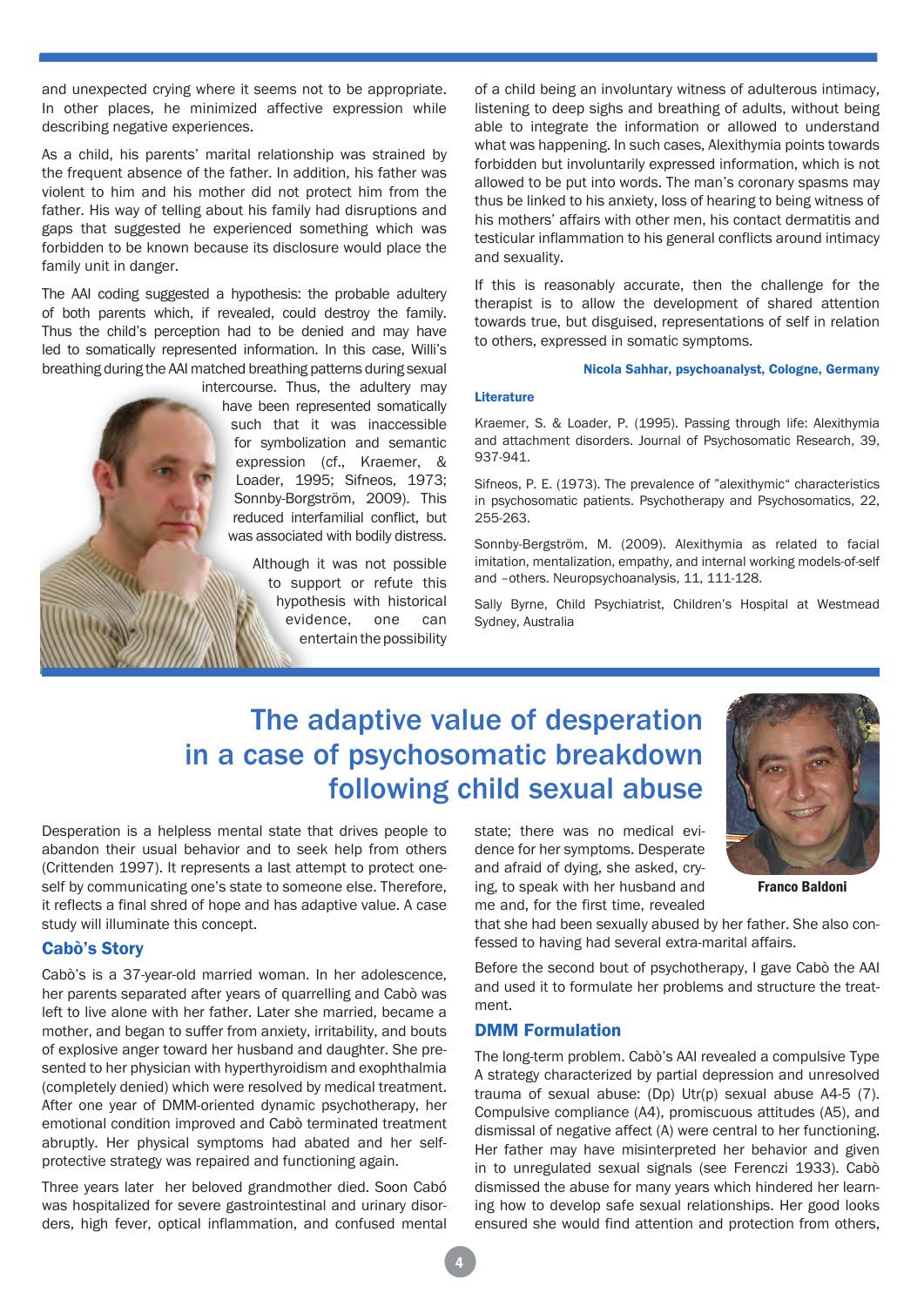and unexpected crying where it seems not to be appropriate. In other places, he minimized affective expression while describing negative experiences.

As a child, his parents' marital relationship was strained by the frequent absence of the father. In addition, his father was violent to him and his mother did not protect him from the father. His way of telling about his family had disruptions and gaps that suggested he experienced something which was forbidden to be known because its disclosure would place the family unit in danger.

The AAI coding suggested a hypothesis: the probable adultery of both parents which, if revealed, could destroy the family. Thus the child's perception had to be denied and may have led to somatically represented information. In this case, Willi's breathing during the AAI matched breathing patterns during sexual intercourse. Thus, the adultery may have been represented somatically such that it was inaccessible for symbolization and semantic expression (cf., Kraemer, & Loader, 1995; Sifneos, 1973; Sonnby-Borgström, 2009). This reduced interfamilial conflict, but was associated with bodily distress.

Although it was not possible to support or refute this hypothesis with historical evidence, one can entertain the possibility of a child being an involuntary witness of adulterous intimacy, listening to deep sighs and breathing of adults, without being able to integrate the information or allowed to understand what was happening. In such cases, Alexithymia points towards forbidden but involuntarily expressed information, which is not allowed to be put into words. The man's coronary spasms may thus be linked to his anxiety, loss of hearing to being witness of his mothers' affairs with other men, his contact dermatitis and testicular inflammation to his general conflicts around intimacy and sexuality.

If this is reasonably accurate, then the challenge for the therapist is to allow the development of shared attention towards true, but disguised, representations of self in relation to others, expressed in somatic symptoms.

**Nicola Sahhar, psychoanalyst, Cologne, Germany**

### Literature

Kraemer, S. & Loader, P. (1995). Passing through life: Alexithymia and attachment disorders. Journal of Psychosomatic Research, 39, 937-941.

Sifneos, P. E. (1973). The prevalence of "alexithymic" characteristics in psychosomatic patients. Psychotherapy and Psychosomatics, 22, 255-263.

Sonnby-Bergström, M. (2009). Alexithymia as related to facial imitation, mentalization, empathy, and internal working models-of-self and –others. Neuropsychoanalysis, 11, 111-128.

Sally Byrne, Child Psychiatrist, Children's Hospital at Westmead Sydney, Australia

# The adaptive value of desperation in a case of psychosomatic breakdown following child sexual abuse

**Franco Baldoni**

Desperation is a helpless mental state that drives people to abandon their usual behavior and to seek help from others (Crittenden 1997). It represents a last attempt to protect oneself by communicating one's state to someone else. Therefore, it reflects a final shred of hope and has adaptive value. A case study will illuminate this concept.

## Cabò's Story

Cabò's is a 37-year-old married woman. In her adolescence, her parents separated after years of quarrelling and Cabò was left to live alone with her father. Later she married, became a mother, and began to suffer from anxiety, irritability, and bouts of explosive anger toward her husband and daughter. She presented to her physician with hyperthyroidism and exophthalmia (completely denied) which were resolved by medical treatment. After one year of DMM-oriented dynamic psychotherapy, her emotional condition improved and Cabò terminated treatment abruptly. Her physical symptoms had abated and her self-protective strategy was repaired and functioning again.

Three years later her beloved grandmother died. Soon Cabó was hospitalized for severe gastrointestinal and urinary disorders, high fever, optical inflammation, and confused mental state; there was no medical evidence for her symptoms. Desperate and afraid of dying, she asked, crying, to speak with her husband and me and, for the first time, revealed that she had been sexually abused by her father. She also confessed to having had several extra-marital affairs.

Before the second bout of psychotherapy, I gave Cabò the AAI and used it to formulate her problems and structure the treatment.

## DMM Formulation

The long-term problem. Cabò's AAI revealed a compulsive Type A strategy characterized by partial depression and unresolved trauma of sexual abuse: (Dp) Utr(p) sexual abuse A4-5 (7). Compulsive compliance (A4), promiscuous attitudes (A5), and dismissal of negative affect (A) were central to her functioning. Her father may have misinterpreted her behavior and given in to unregulated sexual signals (see Ferenczi 1933). Cabò dismissed the abuse for many years which hindered her learning how to develop safe sexual relationships. Her good looks ensured she would find attention and protection from others,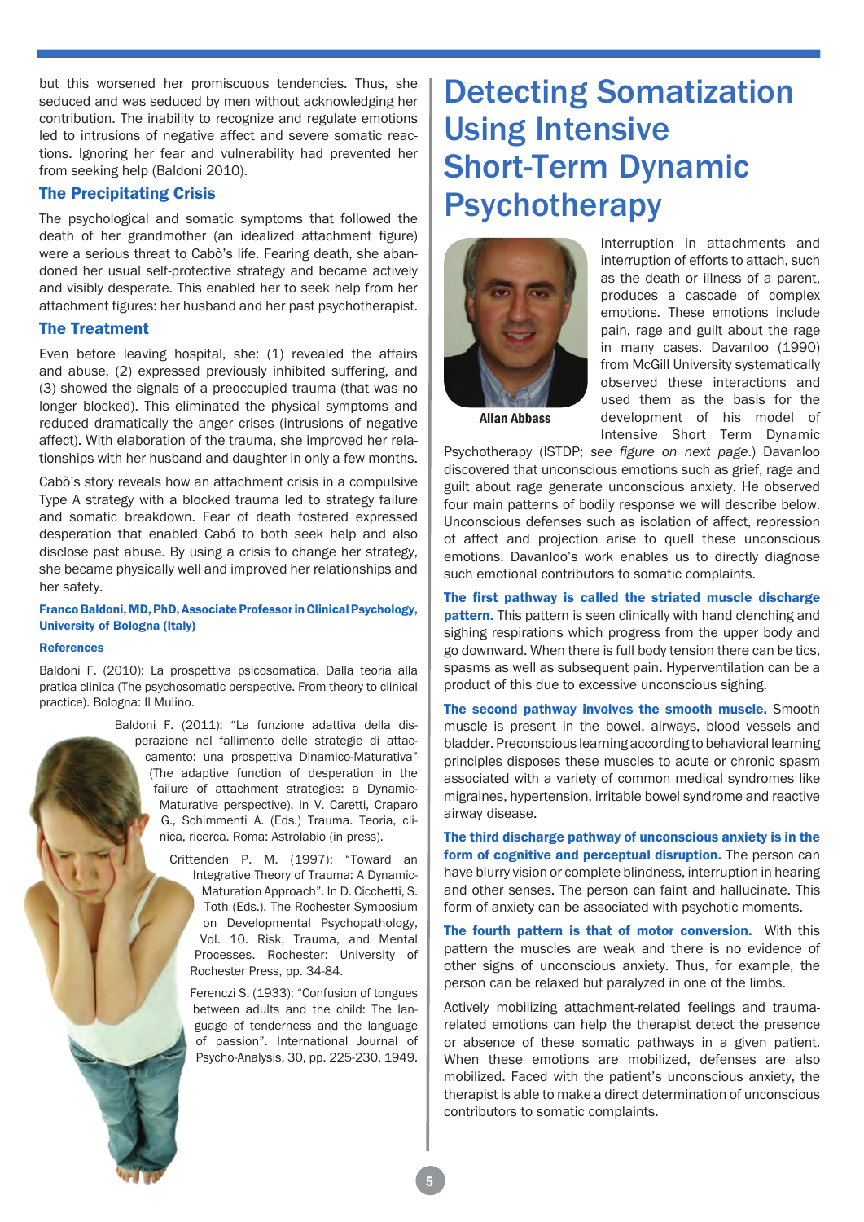but this worsened her promiscuous tendencies. Thus, she seduced and was seduced by men without acknowledging her contribution. The inability to recognize and regulate emotions led to intrusions of negative affect and severe somatic reactions. Ignoring her fear and vulnerability had prevented her from seeking help (Baldoni 2010).

## The Precipitating Crisis

The psychological and somatic symptoms that followed the death of her grandmother (an idealized attachment figure) were a serious threat to Cabò's life. Fearing death, she abandoned her usual self-protective strategy and became actively and visibly desperate. This enabled her to seek help from her attachment figures: her husband and her past psychotherapist.

## The Treatment

Even before leaving hospital, she: (1) revealed the affairs and abuse, (2) expressed previously inhibited suffering, and (3) showed the signals of a preoccupied trauma (that was no longer blocked). This eliminated the physical symptoms and reduced dramatically the anger crises (intrusions of negative affect). With elaboration of the trauma, she improved her relationships with her husband and daughter in only a few months.

Cabò's story reveals how an attachment crisis in a compulsive Type A strategy with a blocked trauma led to strategy failure and somatic breakdown. Fear of death fostered expressed desperation that enabled Cabó to both seek help and also disclose past abuse. By using a crisis to change her strategy, she became physically well and improved her relationships and her safety.

**Franco Baldoni, MD, PhD, Associate Professor in Clinical Psychology, University of Bologna (Italy)**

**References**

Baldoni F. (2010): La prospettiva psicosomatica. Dalla teoria alla pratica clinica (The psychosomatic perspective. From theory to clinical practice). Bologna: Il Mulino.

Baldoni F. (2011): "La funzione adattiva della disperazione nel fallimento delle strategie di attaccamento: una prospettiva Dinamico-Maturativa" (The adaptive function of desperation in the failure of attachment strategies: a Dynamic-Maturative perspective). In V. Caretti, Craparo G., Schimmenti A. (Eds.) Trauma. Teoria, clinica, ricerca. Roma: Astrolabio (in press).

Crittenden P. M. (1997): "Toward an Integrative Theory of Trauma: A Dynamic-Maturation Approach". In D. Cicchetti, S. Toth (Eds.), The Rochester Symposium on Developmental Psychopathology, Vol. 10. Risk, Trauma, and Mental Processes. Rochester: University of Rochester Press, pp. 34-84.

Ferenczi S. (1933): "Confusion of tongues between adults and the child: The language of tenderness and the language of passion". International Journal of Psycho-Analysis, 30, pp. 225-230, 1949.

# Detecting Somatization Using Intensive Short-Term Dynamic Psychotherapy

**Allan Abbass**

Interruption in attachments and interruption of efforts to attach, such as the death or illness of a parent, produces a cascade of complex emotions. These emotions include pain, rage and guilt about the rage in many cases. Davanloo (1990) from McGill University systematically observed these interactions and used them as the basis for the development of his model of Intensive Short Term Dynamic Psychotherapy (ISTDP; *see figure on next page*.) Davanloo discovered that unconscious emotions such as grief, rage and guilt about rage generate unconscious anxiety. He observed four main patterns of bodily response we will describe below. Unconscious defenses such as isolation of affect, repression of affect and projection arise to quell these unconscious emotions. Davanloo's work enables us to directly diagnose such emotional contributors to somatic complaints.

**The first pathway is called the striated muscle discharge pattern.** This pattern is seen clinically with hand clenching and sighing respirations which progress from the upper body and go downward. When there is full body tension there can be tics, spasms as well as subsequent pain. Hyperventilation can be a product of this due to excessive unconscious sighing.

**The second pathway involves the smooth muscle.** Smooth muscle is present in the bowel, airways, blood vessels and bladder. Preconscious learning according to behavioral learning principles disposes these muscles to acute or chronic spasm associated with a variety of common medical syndromes like migraines, hypertension, irritable bowel syndrome and reactive airway disease.

**The third discharge pathway of unconscious anxiety is in the form of cognitive and perceptual disruption.** The person can have blurry vision or complete blindness, interruption in hearing and other senses. The person can faint and hallucinate. This form of anxiety can be associated with psychotic moments.

**The fourth pattern is that of motor conversion.** With this pattern the muscles are weak and there is no evidence of other signs of unconscious anxiety. Thus, for example, the person can be relaxed but paralyzed in one of the limbs.

Actively mobilizing attachment-related feelings and trauma-related emotions can help the therapist detect the presence or absence of these somatic pathways in a given patient. When these emotions are mobilized, defenses are also mobilized. Faced with the patient's unconscious anxiety, the therapist is able to make a direct determination of unconscious contributors to somatic complaints.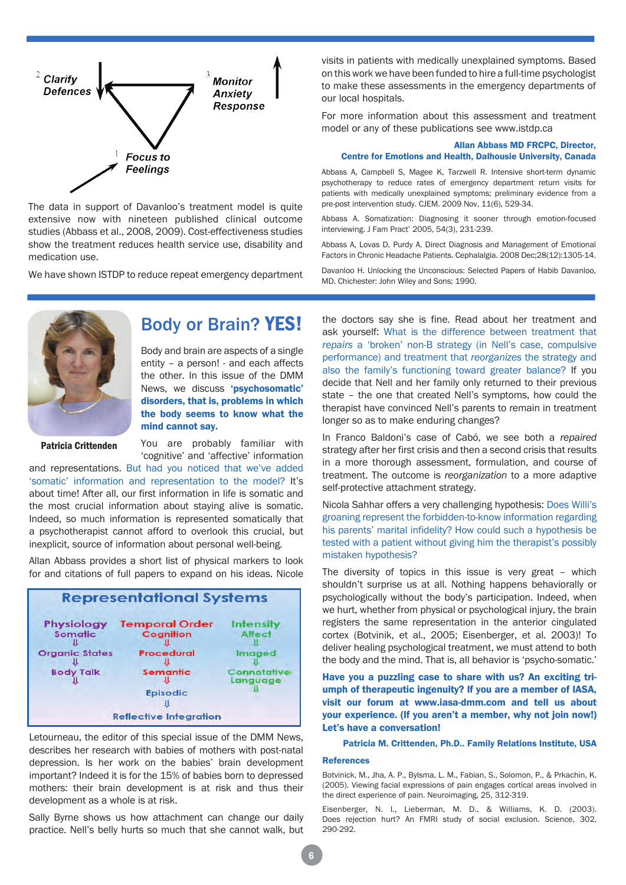2 Clarify Defences

3 Monitor Anxiety Response

1 Focus to Feelings

The data in support of Davanloo's treatment model is quite extensive now with nineteen published clinical outcome studies (Abbass et al., 2008, 2009). Cost-effectiveness studies show the treatment reduces health service use, disability and medication use.

We have shown ISTDP to reduce repeat emergency department visits in patients with medically unexplained symptoms. Based on this work we have been funded to hire a full-time psychologist to make these assessments in the emergency departments of our local hospitals.

For more information about this assessment and treatment model or any of these publications see www.istdp.ca

**Allan Abbass MD FRCPC, Director, Centre for Emotions and Health, Dalhousie University, Canada**

Abbass A, Campbell S, Magee K, Tarzwell R. Intensive short-term dynamic psychotherapy to reduce rates of emergency department return visits for patients with medically unexplained symptoms; preliminary evidence from a pre-post intervention study. CJEM. 2009 Nov, 11(6), 529-34.

Abbass A. Somatization: Diagnosing it sooner through emotion-focused interviewing. J Fam Pract' 2005, 54(3), 231-239.

Abbass A, Lovas D, Purdy A. Direct Diagnosis and Management of Emotional Factors in Chronic Headache Patients. Cephalalgia. 2008 Dec;28(12):1305-14.

Davanloo H. Unlocking the Unconscious: Selected Papers of Habib Davanloo, MD. Chichester: John Wiley and Sons; 1990.

## Body or Brain? YES!

Patricia Crittenden

Body and brain are aspects of a single entity – a person! - and each affects the other. In this issue of the DMM News, we discuss **'psychosomatic' disorders, that is, problems in which the body seems to know what the mind cannot say.**

You are probably familiar with 'cognitive' and 'affective' information and representations. But had you noticed that we've added 'somatic' information and representation to the model? It's about time! After all, our first information in life is somatic and the most crucial information about staying alive is somatic. Indeed, so much information is represented somatically that a psychotherapist cannot afford to overlook this crucial, but inexplicit, source of information about personal well-being.

Allan Abbass provides a short list of physical markers to look for and citations of full papers to expand on his ideas. Nicole Letourneau, the editor of this special issue of the DMM News, describes her research with babies of mothers with post-natal depression. Is her work on the babies' brain development important? Indeed it is for the 15% of babies born to depressed mothers: their brain development is at risk and thus their development as a whole is at risk.

**Representational Systems**

| Physiology | Temporal Order | Intensity |
|---|---|---|
| Somatic | Cognition | Affect |
| ⇓ | ⇓ | ⇓ |
| Organic States | Procedural | Imaged |
| ⇓ | ⇓ | ⇓ |
| Body Talk | Semantic | Connotative Language |
| ⇓ | ⇓ | ⇓ |
| | Episodic | |
| | ⇓ | |
| | Reflective Integration | |

Sally Byrne shows us how attachment can change our daily practice. Nell's belly hurts so much that she cannot walk, but the doctors say she is fine. Read about her treatment and ask yourself: What is the difference between treatment that *repairs* a 'broken' non-B strategy (in Nell's case, compulsive performance) and treatment that *reorganizes* the strategy and also the family's functioning toward greater balance? If you decide that Nell and her family only returned to their previous state – the one that created Nell's symptoms, how could the therapist have convinced Nell's parents to remain in treatment longer so as to make enduring changes?

In Franco Baldoni's case of Cabó, we see both a *repaired* strategy after her first crisis and then a second crisis that results in a more thorough assessment, formulation, and course of treatment. The outcome is *reorganization* to a more adaptive self-protective attachment strategy.

Nicola Sahhar offers a very challenging hypothesis: Does Willi's groaning represent the forbidden-to-know information regarding his parents' marital infidelity? How could such a hypothesis be tested with a patient without giving him the therapist's possibly mistaken hypothesis?

The diversity of topics in this issue is very great – which shouldn't surprise us at all. Nothing happens behaviorally or psychologically without the body's participation. Indeed, when we hurt, whether from physical or psychological injury, the brain registers the same representation in the anterior cingulated cortex (Botvinik, et al., 2005; Eisenberger, et al. 2003)! To deliver healing psychological treatment, we must attend to both the body and the mind. That is, all behavior is 'psycho-somatic.'

**Have you a puzzling case to share with us? An exciting triumph of therapeutic ingenuity? If you are a member of IASA, visit our forum at www.iasa-dmm.com and tell us about your experience. (If you aren't a member, why not join now!) Let's have a conversation!**

**Patricia M. Crittenden, Ph.D.. Family Relations Institute, USA**

### References

Botvinick, M., Jha, A. P., Bylsma, L. M., Fabian, S., Solomon, P., & Prkachin, K. (2005). Viewing facial expressions of pain engages cortical areas involved in the direct experience of pain. Neuroimaging, 25, 312-319.

Eisenberger, N. I., Lieberman, M. D., & Williams, K. D. (2003). Does rejection hurt? An FMRI study of social exclusion. Science, 302, 290-292.